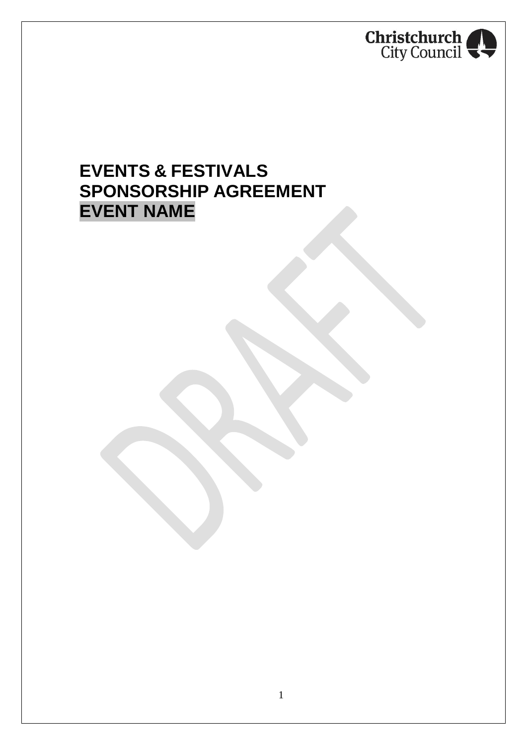Christchurch City Council

# EVENTS & FESTIVALS SPONSORSHIP AGREEMENT EVENT NAME

DRAFT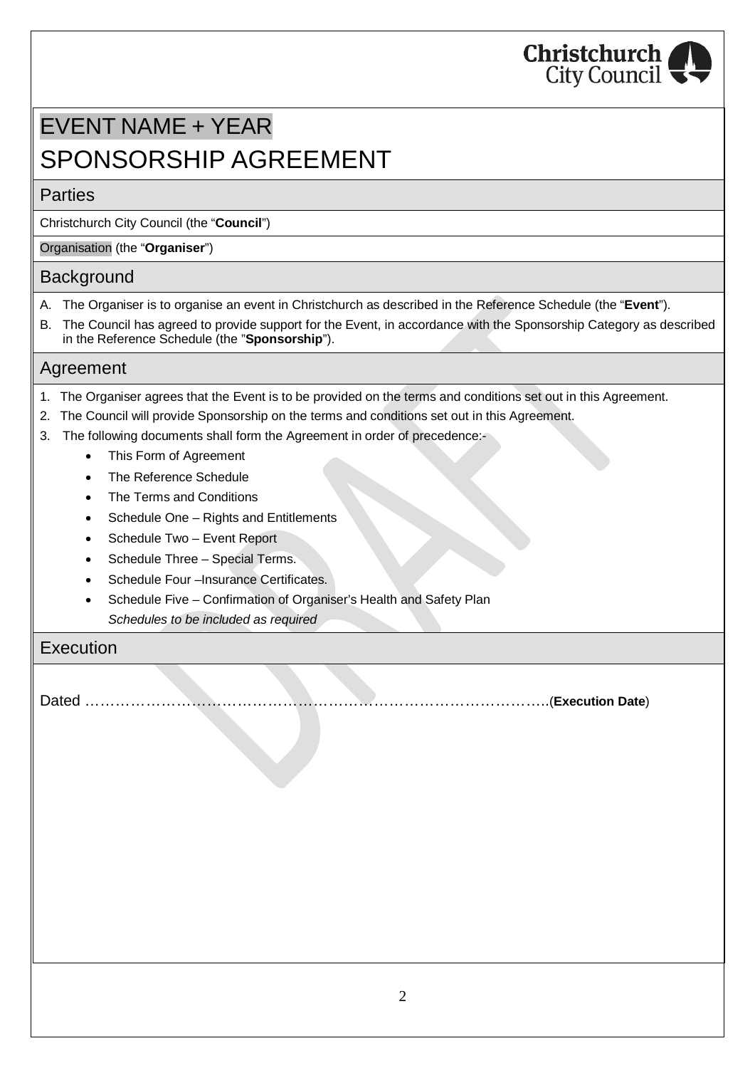# EVENT NAME + YEAR
# SPONSORSHIP AGREEMENT

## Parties

Christchurch City Council (the "**Council**")

Organisation (the "**Organiser**")

## Background

A. The Organiser is to organise an event in Christchurch as described in the Reference Schedule (the "**Event**").

B. The Council has agreed to provide support for the Event, in accordance with the Sponsorship Category as described in the Reference Schedule (the "**Sponsorship**").

## Agreement

1. The Organiser agrees that the Event is to be provided on the terms and conditions set out in this Agreement.
2. The Council will provide Sponsorship on the terms and conditions set out in this Agreement.
3. The following documents shall form the Agreement in order of precedence:-
   - This Form of Agreement
   - The Reference Schedule
   - The Terms and Conditions
   - Schedule One – Rights and Entitlements
   - Schedule Two – Event Report
   - Schedule Three – Special Terms.
   - Schedule Four –Insurance Certificates.
   - Schedule Five – Confirmation of Organiser's Health and Safety Plan

   *Schedules to be included as required*

## Execution

Dated ………………………………………………………………………………….(**Execution Date**)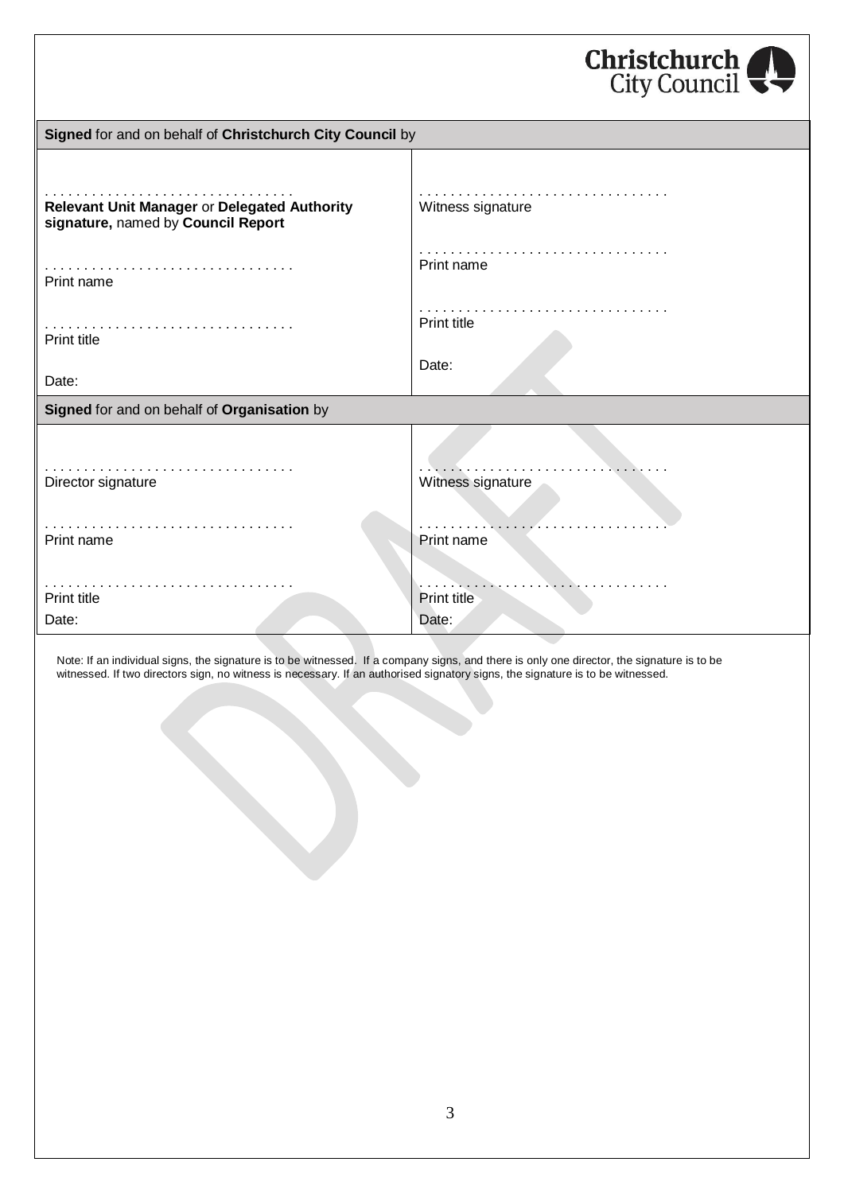| **Signed** for and on behalf of **Christchurch City Council** by | |
|---|---|
| . . . . . . . . . . . . . . . . . . . . . . . . . . . . . . . .<br>**Relevant Unit Manager** or **Delegated Authority signature,** named by **Council Report** | . . . . . . . . . . . . . . . . . . . . . . . . . . . . . . . .<br>Witness signature |
| . . . . . . . . . . . . . . . . . . . . . . . . . . . . . . . .<br>Print name | . . . . . . . . . . . . . . . . . . . . . . . . . . . . . . . .<br>Print name |
| . . . . . . . . . . . . . . . . . . . . . . . . . . . . . . . .<br>Print title | . . . . . . . . . . . . . . . . . . . . . . . . . . . . . . . .<br>Print title |
| Date: | Date: |

| **Signed** for and on behalf of **Organisation** by | |
|---|---|
| . . . . . . . . . . . . . . . . . . . . . . . . . . . . . . . .<br>Director signature | . . . . . . . . . . . . . . . . . . . . . . . . . . . . . . . .<br>Witness signature |
| . . . . . . . . . . . . . . . . . . . . . . . . . . . . . . . .<br>Print name | . . . . . . . . . . . . . . . . . . . . . . . . . . . . . . . .<br>Print name |
| . . . . . . . . . . . . . . . . . . . . . . . . . . . . . . . .<br>Print title | . . . . . . . . . . . . . . . . . . . . . . . . . . . . . . . .<br>Print title |
| Date: | Date: |

Note: If an individual signs, the signature is to be witnessed. If a company signs, and there is only one director, the signature is to be witnessed. If two directors sign, no witness is necessary. If an authorised signatory signs, the signature is to be witnessed.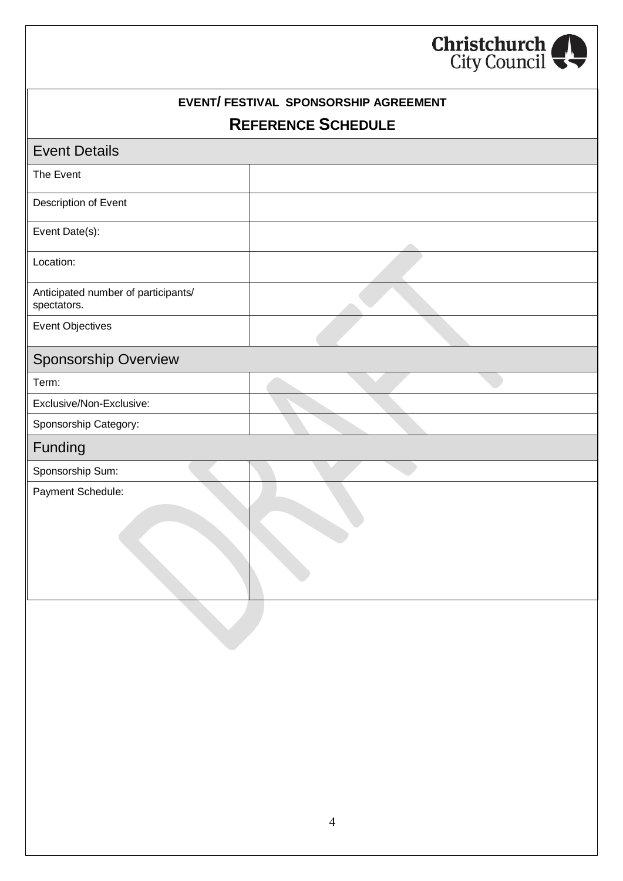# EVENT/ FESTIVAL SPONSORSHIP AGREEMENT

## REFERENCE SCHEDULE

| Event Details | |
|---|---|
| The Event | |
| Description of Event | |
| Event Date(s): | |
| Location: | |
| Anticipated number of participants/ spectators. | |
| Event Objectives | |
| **Sponsorship Overview** | |
| Term: | |
| Exclusive/Non-Exclusive: | |
| Sponsorship Category: | |
| **Funding** | |
| Sponsorship Sum: | |
| Payment Schedule: | |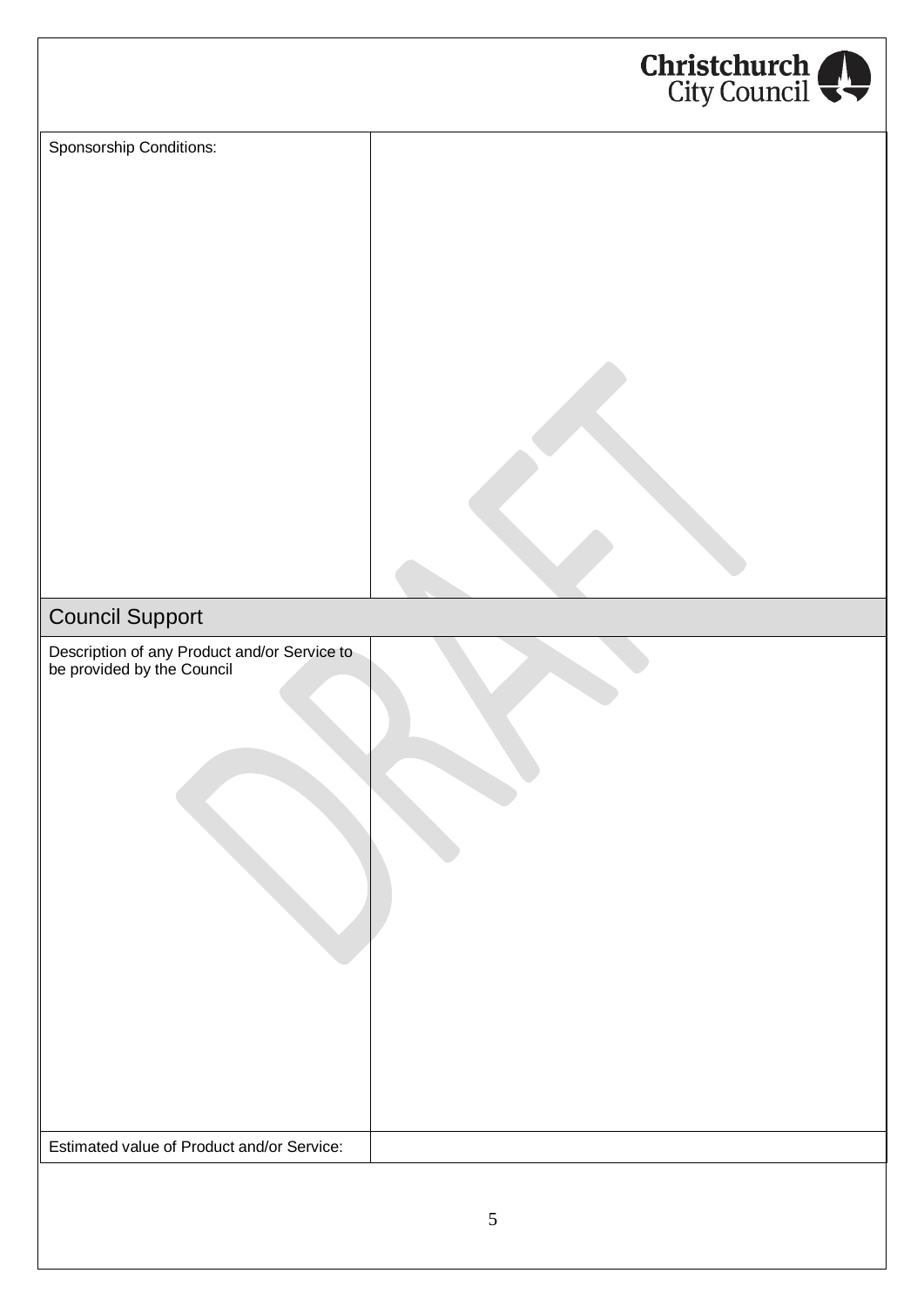| Sponsorship Conditions: | |
|---|---|

## Council Support

| Description of any Product and/or Service to be provided by the Council | |
|---|---|
| Estimated value of Product and/or Service: | |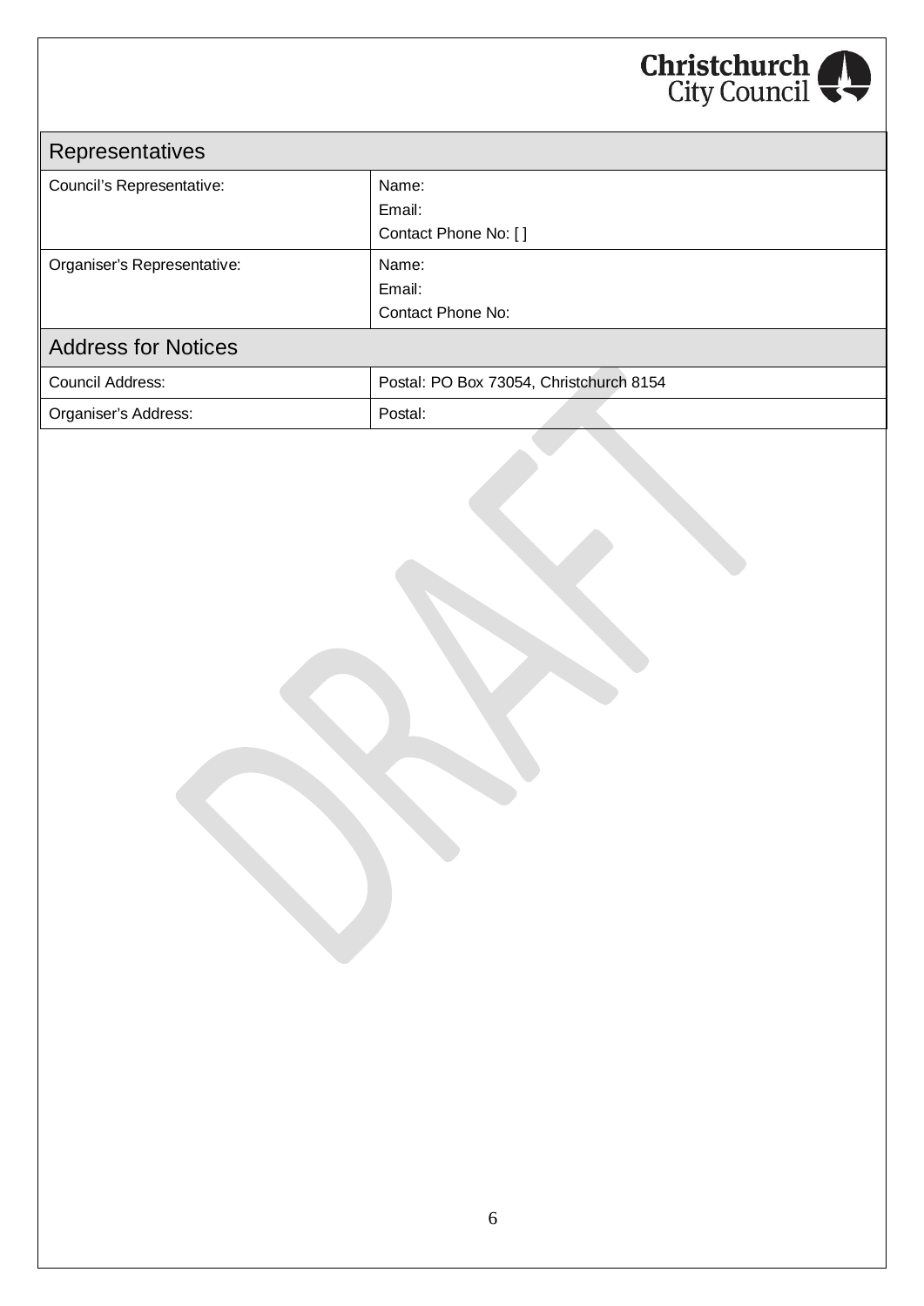| Representatives | |
| --- | --- |
| Council's Representative: | Name:<br>Email:<br>Contact Phone No: [ ] |
| Organiser's Representative: | Name:<br>Email:<br>Contact Phone No: |

| Address for Notices | |
| --- | --- |
| Council Address: | Postal: PO Box 73054, Christchurch 8154 |
| Organiser's Address: | Postal: |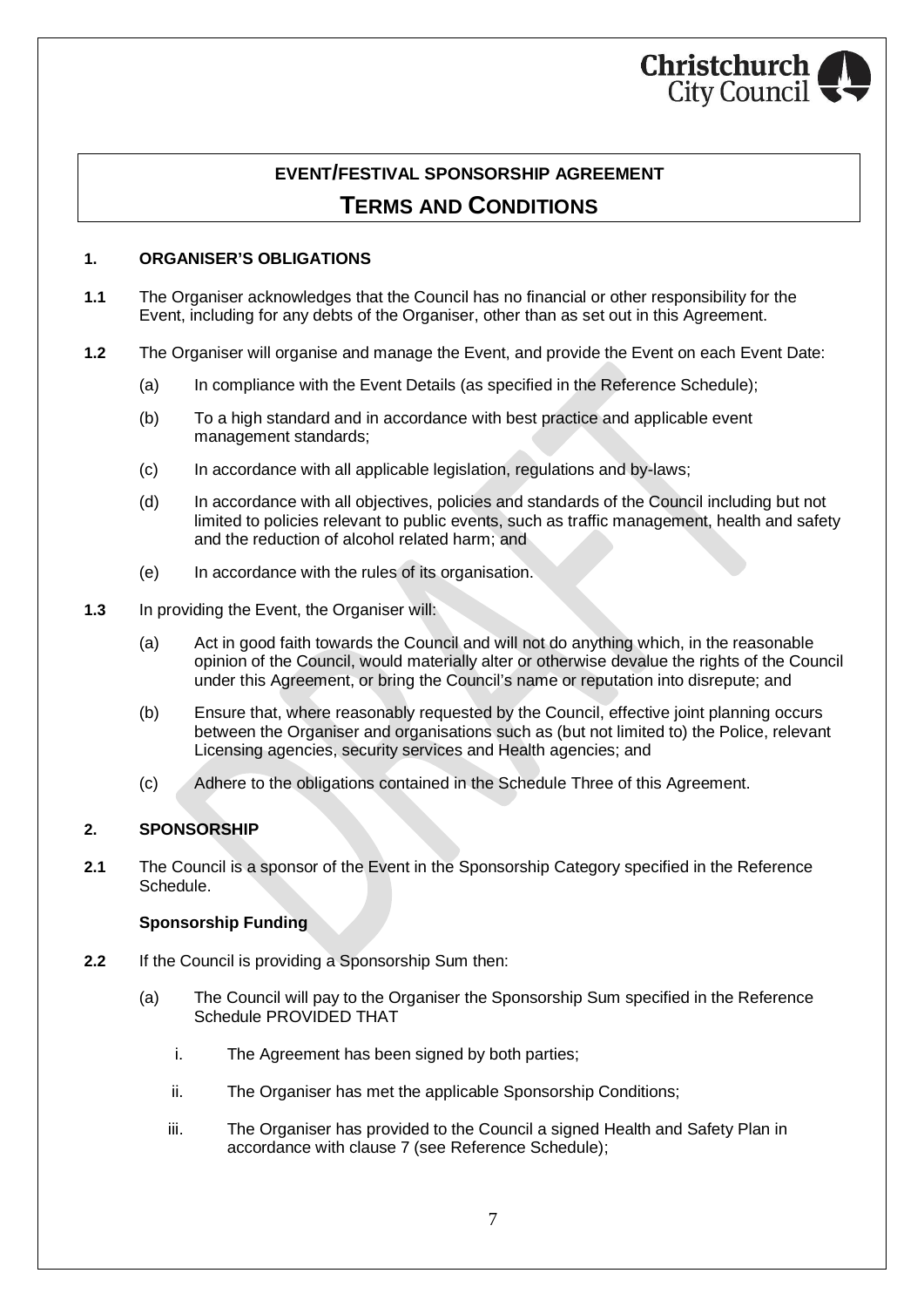# EVENT/FESTIVAL SPONSORSHIP AGREEMENT

## TERMS AND CONDITIONS

### 1. ORGANISER'S OBLIGATIONS

**1.1** The Organiser acknowledges that the Council has no financial or other responsibility for the Event, including for any debts of the Organiser, other than as set out in this Agreement.

**1.2** The Organiser will organise and manage the Event, and provide the Event on each Event Date:

(a) In compliance with the Event Details (as specified in the Reference Schedule);

(b) To a high standard and in accordance with best practice and applicable event management standards;

(c) In accordance with all applicable legislation, regulations and by-laws;

(d) In accordance with all objectives, policies and standards of the Council including but not limited to policies relevant to public events, such as traffic management, health and safety and the reduction of alcohol related harm; and

(e) In accordance with the rules of its organisation.

**1.3** In providing the Event, the Organiser will:

(a) Act in good faith towards the Council and will not do anything which, in the reasonable opinion of the Council, would materially alter or otherwise devalue the rights of the Council under this Agreement, or bring the Council's name or reputation into disrepute; and

(b) Ensure that, where reasonably requested by the Council, effective joint planning occurs between the Organiser and organisations such as (but not limited to) the Police, relevant Licensing agencies, security services and Health agencies; and

(c) Adhere to the obligations contained in the Schedule Three of this Agreement.

### 2. SPONSORSHIP

**2.1** The Council is a sponsor of the Event in the Sponsorship Category specified in the Reference Schedule.

**Sponsorship Funding**

**2.2** If the Council is providing a Sponsorship Sum then:

(a) The Council will pay to the Organiser the Sponsorship Sum specified in the Reference Schedule PROVIDED THAT

i. The Agreement has been signed by both parties;

ii. The Organiser has met the applicable Sponsorship Conditions;

iii. The Organiser has provided to the Council a signed Health and Safety Plan in accordance with clause 7 (see Reference Schedule);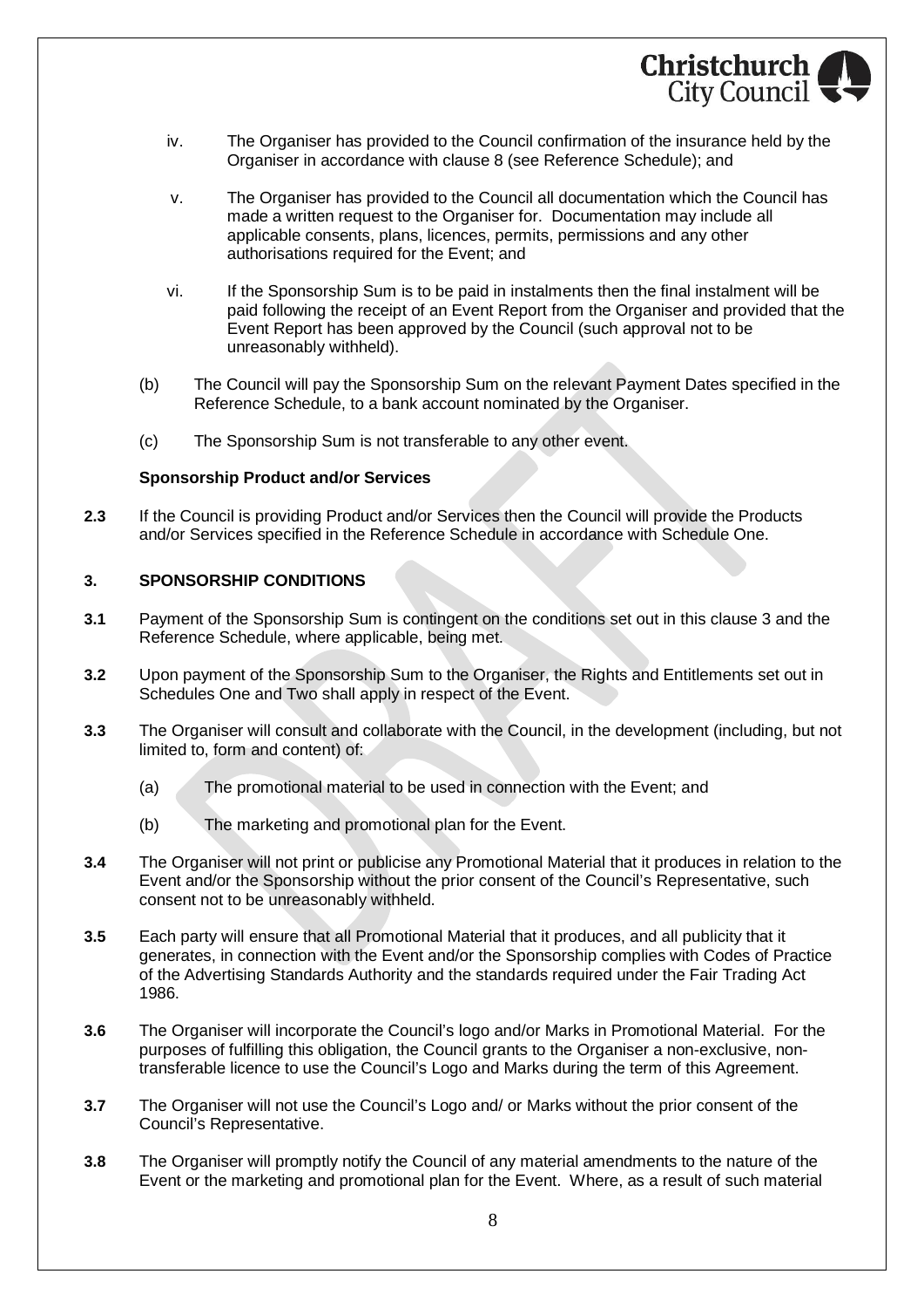iv. The Organiser has provided to the Council confirmation of the insurance held by the Organiser in accordance with clause 8 (see Reference Schedule); and

v. The Organiser has provided to the Council all documentation which the Council has made a written request to the Organiser for. Documentation may include all applicable consents, plans, licences, permits, permissions and any other authorisations required for the Event; and

vi. If the Sponsorship Sum is to be paid in instalments then the final instalment will be paid following the receipt of an Event Report from the Organiser and provided that the Event Report has been approved by the Council (such approval not to be unreasonably withheld).

(b) The Council will pay the Sponsorship Sum on the relevant Payment Dates specified in the Reference Schedule, to a bank account nominated by the Organiser.

(c) The Sponsorship Sum is not transferable to any other event.

**Sponsorship Product and/or Services**

**2.3** If the Council is providing Product and/or Services then the Council will provide the Products and/or Services specified in the Reference Schedule in accordance with Schedule One.

## 3. SPONSORSHIP CONDITIONS

**3.1** Payment of the Sponsorship Sum is contingent on the conditions set out in this clause 3 and the Reference Schedule, where applicable, being met.

**3.2** Upon payment of the Sponsorship Sum to the Organiser, the Rights and Entitlements set out in Schedules One and Two shall apply in respect of the Event.

**3.3** The Organiser will consult and collaborate with the Council, in the development (including, but not limited to, form and content) of:

(a) The promotional material to be used in connection with the Event; and

(b) The marketing and promotional plan for the Event.

**3.4** The Organiser will not print or publicise any Promotional Material that it produces in relation to the Event and/or the Sponsorship without the prior consent of the Council's Representative, such consent not to be unreasonably withheld.

**3.5** Each party will ensure that all Promotional Material that it produces, and all publicity that it generates, in connection with the Event and/or the Sponsorship complies with Codes of Practice of the Advertising Standards Authority and the standards required under the Fair Trading Act 1986.

**3.6** The Organiser will incorporate the Council's logo and/or Marks in Promotional Material. For the purposes of fulfilling this obligation, the Council grants to the Organiser a non-exclusive, non-transferable licence to use the Council's Logo and Marks during the term of this Agreement.

**3.7** The Organiser will not use the Council's Logo and/ or Marks without the prior consent of the Council's Representative.

**3.8** The Organiser will promptly notify the Council of any material amendments to the nature of the Event or the marketing and promotional plan for the Event. Where, as a result of such material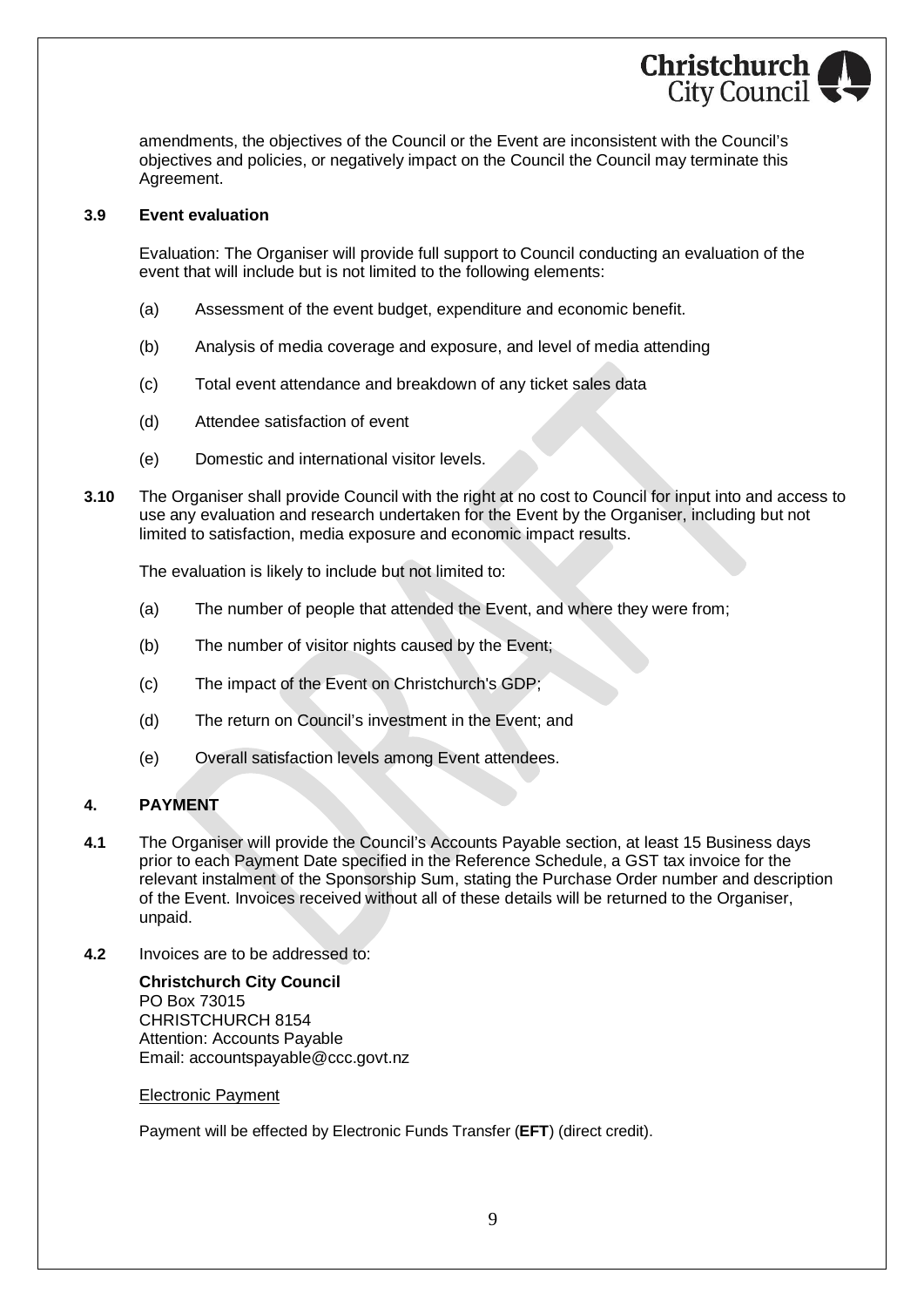amendments, the objectives of the Council or the Event are inconsistent with the Council's objectives and policies, or negatively impact on the Council the Council may terminate this Agreement.

**3.9 Event evaluation**

Evaluation: The Organiser will provide full support to Council conducting an evaluation of the event that will include but is not limited to the following elements:

(a) Assessment of the event budget, expenditure and economic benefit.

(b) Analysis of media coverage and exposure, and level of media attending

(c) Total event attendance and breakdown of any ticket sales data

(d) Attendee satisfaction of event

(e) Domestic and international visitor levels.

**3.10** The Organiser shall provide Council with the right at no cost to Council for input into and access to use any evaluation and research undertaken for the Event by the Organiser, including but not limited to satisfaction, media exposure and economic impact results.

The evaluation is likely to include but not limited to:

(a) The number of people that attended the Event, and where they were from;

(b) The number of visitor nights caused by the Event;

(c) The impact of the Event on Christchurch's GDP;

(d) The return on Council's investment in the Event; and

(e) Overall satisfaction levels among Event attendees.

## 4. PAYMENT

**4.1** The Organiser will provide the Council's Accounts Payable section, at least 15 Business days prior to each Payment Date specified in the Reference Schedule, a GST tax invoice for the relevant instalment of the Sponsorship Sum, stating the Purchase Order number and description of the Event. Invoices received without all of these details will be returned to the Organiser, unpaid.

**4.2** Invoices are to be addressed to:

**Christchurch City Council**
PO Box 73015
CHRISTCHURCH 8154
Attention: Accounts Payable
Email: accountspayable@ccc.govt.nz

Electronic Payment

Payment will be effected by Electronic Funds Transfer (**EFT**) (direct credit).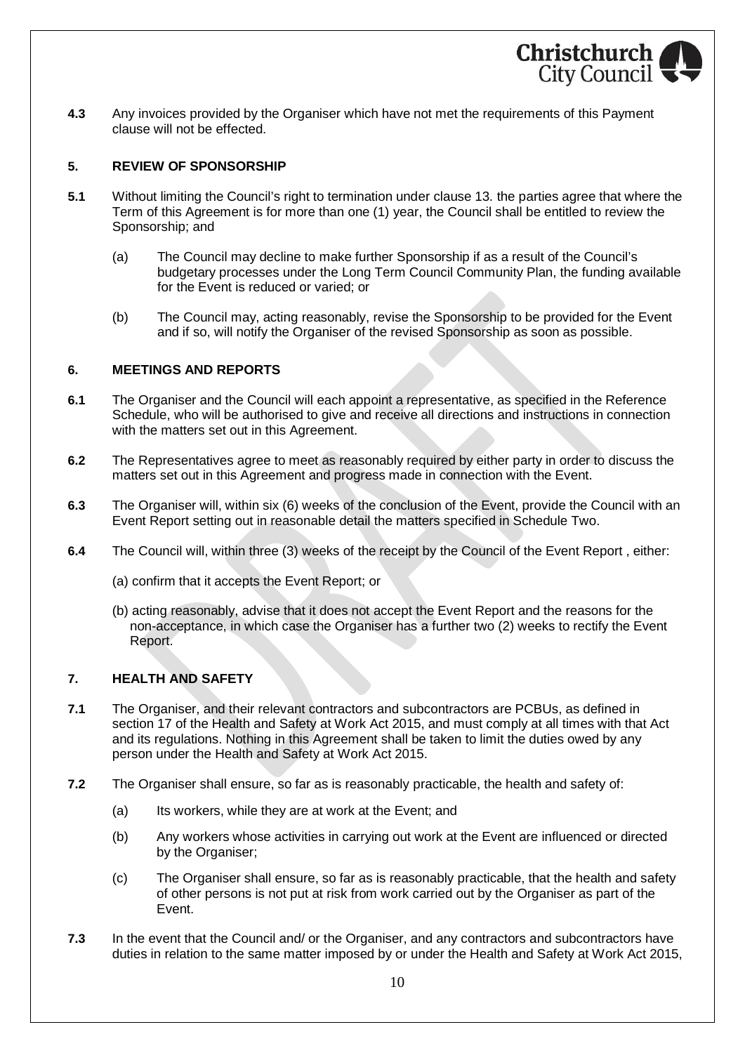**4.3** Any invoices provided by the Organiser which have not met the requirements of this Payment clause will not be effected.

## 5. REVIEW OF SPONSORSHIP

**5.1** Without limiting the Council's right to termination under clause 13. the parties agree that where the Term of this Agreement is for more than one (1) year, the Council shall be entitled to review the Sponsorship; and

(a) The Council may decline to make further Sponsorship if as a result of the Council's budgetary processes under the Long Term Council Community Plan, the funding available for the Event is reduced or varied; or

(b) The Council may, acting reasonably, revise the Sponsorship to be provided for the Event and if so, will notify the Organiser of the revised Sponsorship as soon as possible.

## 6. MEETINGS AND REPORTS

**6.1** The Organiser and the Council will each appoint a representative, as specified in the Reference Schedule, who will be authorised to give and receive all directions and instructions in connection with the matters set out in this Agreement.

**6.2** The Representatives agree to meet as reasonably required by either party in order to discuss the matters set out in this Agreement and progress made in connection with the Event.

**6.3** The Organiser will, within six (6) weeks of the conclusion of the Event, provide the Council with an Event Report setting out in reasonable detail the matters specified in Schedule Two.

**6.4** The Council will, within three (3) weeks of the receipt by the Council of the Event Report , either:

(a) confirm that it accepts the Event Report; or

(b) acting reasonably, advise that it does not accept the Event Report and the reasons for the non-acceptance, in which case the Organiser has a further two (2) weeks to rectify the Event Report.

## 7. HEALTH AND SAFETY

**7.1** The Organiser, and their relevant contractors and subcontractors are PCBUs, as defined in section 17 of the Health and Safety at Work Act 2015, and must comply at all times with that Act and its regulations. Nothing in this Agreement shall be taken to limit the duties owed by any person under the Health and Safety at Work Act 2015.

**7.2** The Organiser shall ensure, so far as is reasonably practicable, the health and safety of:

(a) Its workers, while they are at work at the Event; and

(b) Any workers whose activities in carrying out work at the Event are influenced or directed by the Organiser;

(c) The Organiser shall ensure, so far as is reasonably practicable, that the health and safety of other persons is not put at risk from work carried out by the Organiser as part of the Event.

**7.3** In the event that the Council and/ or the Organiser, and any contractors and subcontractors have duties in relation to the same matter imposed by or under the Health and Safety at Work Act 2015,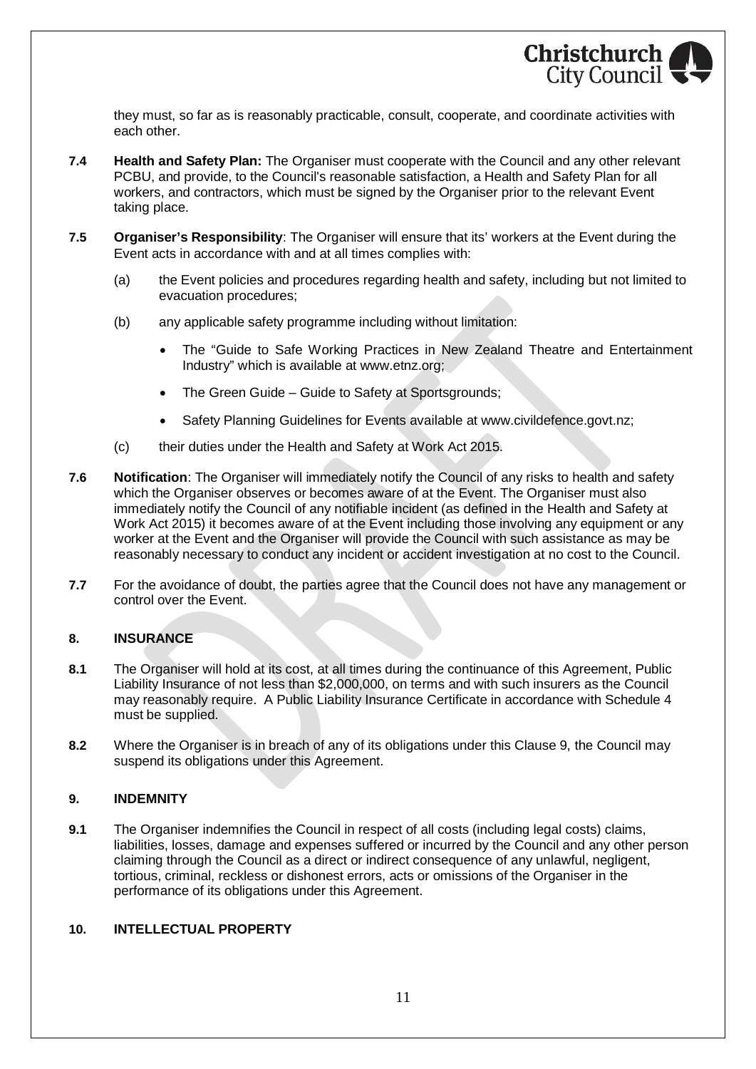they must, so far as is reasonably practicable, consult, cooperate, and coordinate activities with each other.

**7.4** **Health and Safety Plan:** The Organiser must cooperate with the Council and any other relevant PCBU, and provide, to the Council's reasonable satisfaction, a Health and Safety Plan for all workers, and contractors, which must be signed by the Organiser prior to the relevant Event taking place.

**7.5** **Organiser's Responsibility**: The Organiser will ensure that its' workers at the Event during the Event acts in accordance with and at all times complies with:

(a) the Event policies and procedures regarding health and safety, including but not limited to evacuation procedures;

(b) any applicable safety programme including without limitation:

- The "Guide to Safe Working Practices in New Zealand Theatre and Entertainment Industry" which is available at www.etnz.org;
- The Green Guide – Guide to Safety at Sportsgrounds;
- Safety Planning Guidelines for Events available at www.civildefence.govt.nz;

(c) their duties under the Health and Safety at Work Act 2015.

**7.6** **Notification**: The Organiser will immediately notify the Council of any risks to health and safety which the Organiser observes or becomes aware of at the Event. The Organiser must also immediately notify the Council of any notifiable incident (as defined in the Health and Safety at Work Act 2015) it becomes aware of at the Event including those involving any equipment or any worker at the Event and the Organiser will provide the Council with such assistance as may be reasonably necessary to conduct any incident or accident investigation at no cost to the Council.

**7.7** For the avoidance of doubt, the parties agree that the Council does not have any management or control over the Event.

## 8. INSURANCE

**8.1** The Organiser will hold at its cost, at all times during the continuance of this Agreement, Public Liability Insurance of not less than $2,000,000, on terms and with such insurers as the Council may reasonably require. A Public Liability Insurance Certificate in accordance with Schedule 4 must be supplied.

**8.2** Where the Organiser is in breach of any of its obligations under this Clause 9, the Council may suspend its obligations under this Agreement.

## 9. INDEMNITY

**9.1** The Organiser indemnifies the Council in respect of all costs (including legal costs) claims, liabilities, losses, damage and expenses suffered or incurred by the Council and any other person claiming through the Council as a direct or indirect consequence of any unlawful, negligent, tortious, criminal, reckless or dishonest errors, acts or omissions of the Organiser in the performance of its obligations under this Agreement.

## 10. INTELLECTUAL PROPERTY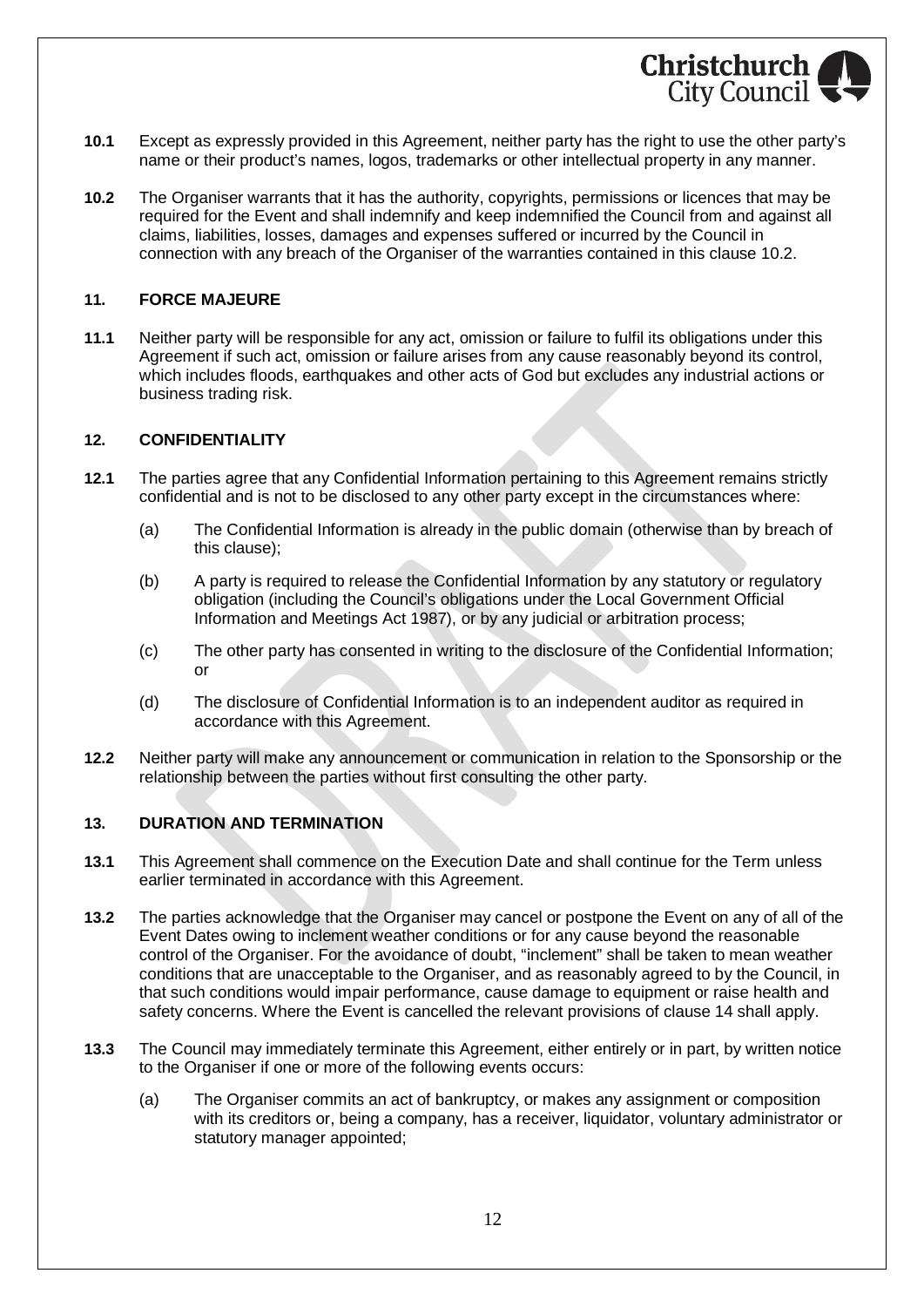**10.1** Except as expressly provided in this Agreement, neither party has the right to use the other party's name or their product's names, logos, trademarks or other intellectual property in any manner.

**10.2** The Organiser warrants that it has the authority, copyrights, permissions or licences that may be required for the Event and shall indemnify and keep indemnified the Council from and against all claims, liabilities, losses, damages and expenses suffered or incurred by the Council in connection with any breach of the Organiser of the warranties contained in this clause 10.2.

## 11. FORCE MAJEURE

**11.1** Neither party will be responsible for any act, omission or failure to fulfil its obligations under this Agreement if such act, omission or failure arises from any cause reasonably beyond its control, which includes floods, earthquakes and other acts of God but excludes any industrial actions or business trading risk.

## 12. CONFIDENTIALITY

**12.1** The parties agree that any Confidential Information pertaining to this Agreement remains strictly confidential and is not to be disclosed to any other party except in the circumstances where:

(a) The Confidential Information is already in the public domain (otherwise than by breach of this clause);

(b) A party is required to release the Confidential Information by any statutory or regulatory obligation (including the Council's obligations under the Local Government Official Information and Meetings Act 1987), or by any judicial or arbitration process;

(c) The other party has consented in writing to the disclosure of the Confidential Information; or

(d) The disclosure of Confidential Information is to an independent auditor as required in accordance with this Agreement.

**12.2** Neither party will make any announcement or communication in relation to the Sponsorship or the relationship between the parties without first consulting the other party.

## 13. DURATION AND TERMINATION

**13.1** This Agreement shall commence on the Execution Date and shall continue for the Term unless earlier terminated in accordance with this Agreement.

**13.2** The parties acknowledge that the Organiser may cancel or postpone the Event on any of all of the Event Dates owing to inclement weather conditions or for any cause beyond the reasonable control of the Organiser. For the avoidance of doubt, "inclement" shall be taken to mean weather conditions that are unacceptable to the Organiser, and as reasonably agreed to by the Council, in that such conditions would impair performance, cause damage to equipment or raise health and safety concerns. Where the Event is cancelled the relevant provisions of clause 14 shall apply.

**13.3** The Council may immediately terminate this Agreement, either entirely or in part, by written notice to the Organiser if one or more of the following events occurs:

(a) The Organiser commits an act of bankruptcy, or makes any assignment or composition with its creditors or, being a company, has a receiver, liquidator, voluntary administrator or statutory manager appointed;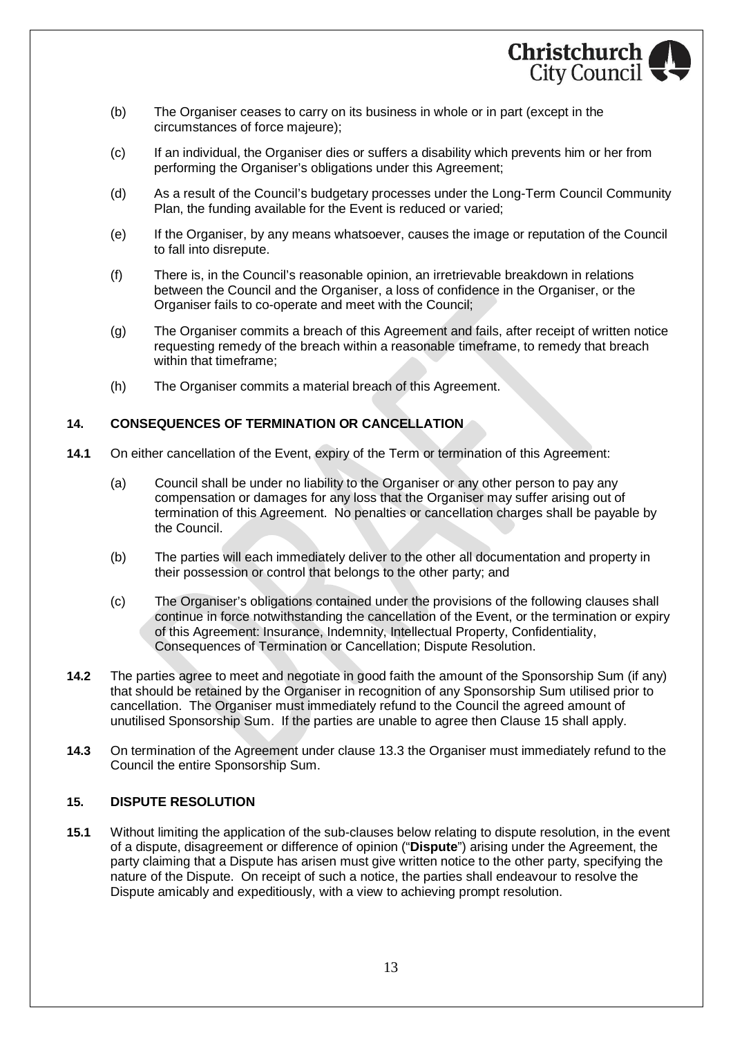(b) The Organiser ceases to carry on its business in whole or in part (except in the circumstances of force majeure);

(c) If an individual, the Organiser dies or suffers a disability which prevents him or her from performing the Organiser's obligations under this Agreement;

(d) As a result of the Council's budgetary processes under the Long-Term Council Community Plan, the funding available for the Event is reduced or varied;

(e) If the Organiser, by any means whatsoever, causes the image or reputation of the Council to fall into disrepute.

(f) There is, in the Council's reasonable opinion, an irretrievable breakdown in relations between the Council and the Organiser, a loss of confidence in the Organiser, or the Organiser fails to co-operate and meet with the Council;

(g) The Organiser commits a breach of this Agreement and fails, after receipt of written notice requesting remedy of the breach within a reasonable timeframe, to remedy that breach within that timeframe;

(h) The Organiser commits a material breach of this Agreement.

## 14. CONSEQUENCES OF TERMINATION OR CANCELLATION

**14.1** On either cancellation of the Event, expiry of the Term or termination of this Agreement:

(a) Council shall be under no liability to the Organiser or any other person to pay any compensation or damages for any loss that the Organiser may suffer arising out of termination of this Agreement. No penalties or cancellation charges shall be payable by the Council.

(b) The parties will each immediately deliver to the other all documentation and property in their possession or control that belongs to the other party; and

(c) The Organiser's obligations contained under the provisions of the following clauses shall continue in force notwithstanding the cancellation of the Event, or the termination or expiry of this Agreement: Insurance, Indemnity, Intellectual Property, Confidentiality, Consequences of Termination or Cancellation; Dispute Resolution.

**14.2** The parties agree to meet and negotiate in good faith the amount of the Sponsorship Sum (if any) that should be retained by the Organiser in recognition of any Sponsorship Sum utilised prior to cancellation. The Organiser must immediately refund to the Council the agreed amount of unutilised Sponsorship Sum. If the parties are unable to agree then Clause 15 shall apply.

**14.3** On termination of the Agreement under clause 13.3 the Organiser must immediately refund to the Council the entire Sponsorship Sum.

## 15. DISPUTE RESOLUTION

**15.1** Without limiting the application of the sub-clauses below relating to dispute resolution, in the event of a dispute, disagreement or difference of opinion ("**Dispute**") arising under the Agreement, the party claiming that a Dispute has arisen must give written notice to the other party, specifying the nature of the Dispute. On receipt of such a notice, the parties shall endeavour to resolve the Dispute amicably and expeditiously, with a view to achieving prompt resolution.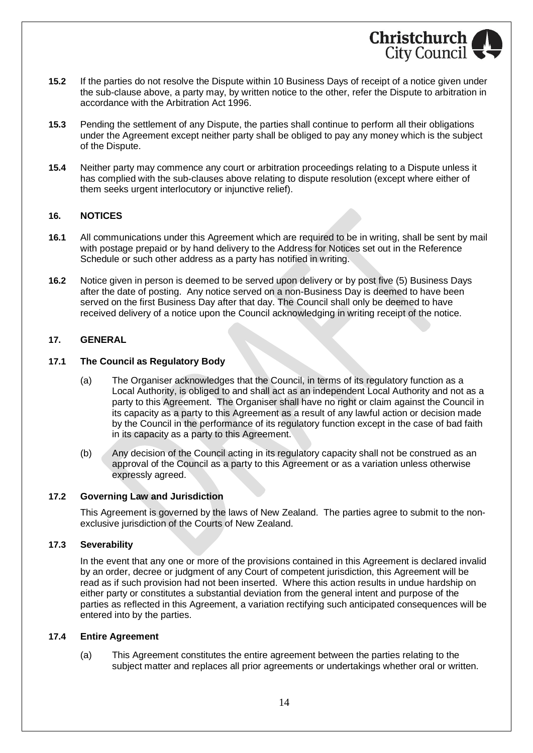**15.2** If the parties do not resolve the Dispute within 10 Business Days of receipt of a notice given under the sub-clause above, a party may, by written notice to the other, refer the Dispute to arbitration in accordance with the Arbitration Act 1996.

**15.3** Pending the settlement of any Dispute, the parties shall continue to perform all their obligations under the Agreement except neither party shall be obliged to pay any money which is the subject of the Dispute.

**15.4** Neither party may commence any court or arbitration proceedings relating to a Dispute unless it has complied with the sub-clauses above relating to dispute resolution (except where either of them seeks urgent interlocutory or injunctive relief).

## 16. NOTICES

**16.1** All communications under this Agreement which are required to be in writing, shall be sent by mail with postage prepaid or by hand delivery to the Address for Notices set out in the Reference Schedule or such other address as a party has notified in writing.

**16.2** Notice given in person is deemed to be served upon delivery or by post five (5) Business Days after the date of posting. Any notice served on a non-Business Day is deemed to have been served on the first Business Day after that day. The Council shall only be deemed to have received delivery of a notice upon the Council acknowledging in writing receipt of the notice.

## 17. GENERAL

### 17.1 The Council as Regulatory Body

(a) The Organiser acknowledges that the Council, in terms of its regulatory function as a Local Authority, is obliged to and shall act as an independent Local Authority and not as a party to this Agreement. The Organiser shall have no right or claim against the Council in its capacity as a party to this Agreement as a result of any lawful action or decision made by the Council in the performance of its regulatory function except in the case of bad faith in its capacity as a party to this Agreement.

(b) Any decision of the Council acting in its regulatory capacity shall not be construed as an approval of the Council as a party to this Agreement or as a variation unless otherwise expressly agreed.

### 17.2 Governing Law and Jurisdiction

This Agreement is governed by the laws of New Zealand. The parties agree to submit to the non-exclusive jurisdiction of the Courts of New Zealand.

### 17.3 Severability

In the event that any one or more of the provisions contained in this Agreement is declared invalid by an order, decree or judgment of any Court of competent jurisdiction, this Agreement will be read as if such provision had not been inserted. Where this action results in undue hardship on either party or constitutes a substantial deviation from the general intent and purpose of the parties as reflected in this Agreement, a variation rectifying such anticipated consequences will be entered into by the parties.

### 17.4 Entire Agreement

(a) This Agreement constitutes the entire agreement between the parties relating to the subject matter and replaces all prior agreements or undertakings whether oral or written.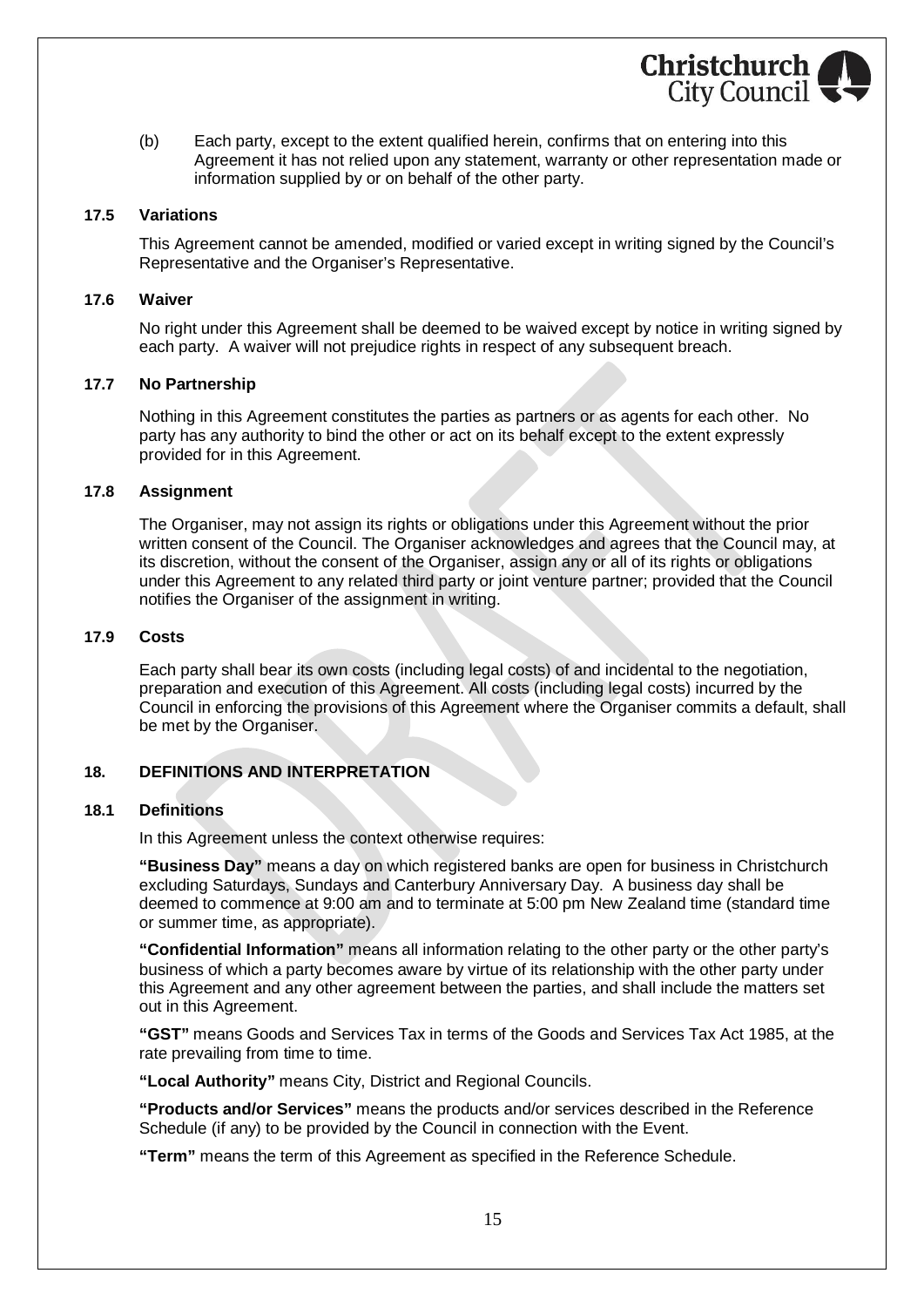(b) Each party, except to the extent qualified herein, confirms that on entering into this Agreement it has not relied upon any statement, warranty or other representation made or information supplied by or on behalf of the other party.

### 17.5 Variations

This Agreement cannot be amended, modified or varied except in writing signed by the Council's Representative and the Organiser's Representative.

### 17.6 Waiver

No right under this Agreement shall be deemed to be waived except by notice in writing signed by each party. A waiver will not prejudice rights in respect of any subsequent breach.

### 17.7 No Partnership

Nothing in this Agreement constitutes the parties as partners or as agents for each other. No party has any authority to bind the other or act on its behalf except to the extent expressly provided for in this Agreement.

### 17.8 Assignment

The Organiser, may not assign its rights or obligations under this Agreement without the prior written consent of the Council. The Organiser acknowledges and agrees that the Council may, at its discretion, without the consent of the Organiser, assign any or all of its rights or obligations under this Agreement to any related third party or joint venture partner; provided that the Council notifies the Organiser of the assignment in writing.

### 17.9 Costs

Each party shall bear its own costs (including legal costs) of and incidental to the negotiation, preparation and execution of this Agreement. All costs (including legal costs) incurred by the Council in enforcing the provisions of this Agreement where the Organiser commits a default, shall be met by the Organiser.

## 18. DEFINITIONS AND INTERPRETATION

### 18.1 Definitions

In this Agreement unless the context otherwise requires:

**"Business Day"** means a day on which registered banks are open for business in Christchurch excluding Saturdays, Sundays and Canterbury Anniversary Day. A business day shall be deemed to commence at 9:00 am and to terminate at 5:00 pm New Zealand time (standard time or summer time, as appropriate).

**"Confidential Information"** means all information relating to the other party or the other party's business of which a party becomes aware by virtue of its relationship with the other party under this Agreement and any other agreement between the parties, and shall include the matters set out in this Agreement.

**"GST"** means Goods and Services Tax in terms of the Goods and Services Tax Act 1985, at the rate prevailing from time to time.

**"Local Authority"** means City, District and Regional Councils.

**"Products and/or Services"** means the products and/or services described in the Reference Schedule (if any) to be provided by the Council in connection with the Event.

**"Term"** means the term of this Agreement as specified in the Reference Schedule.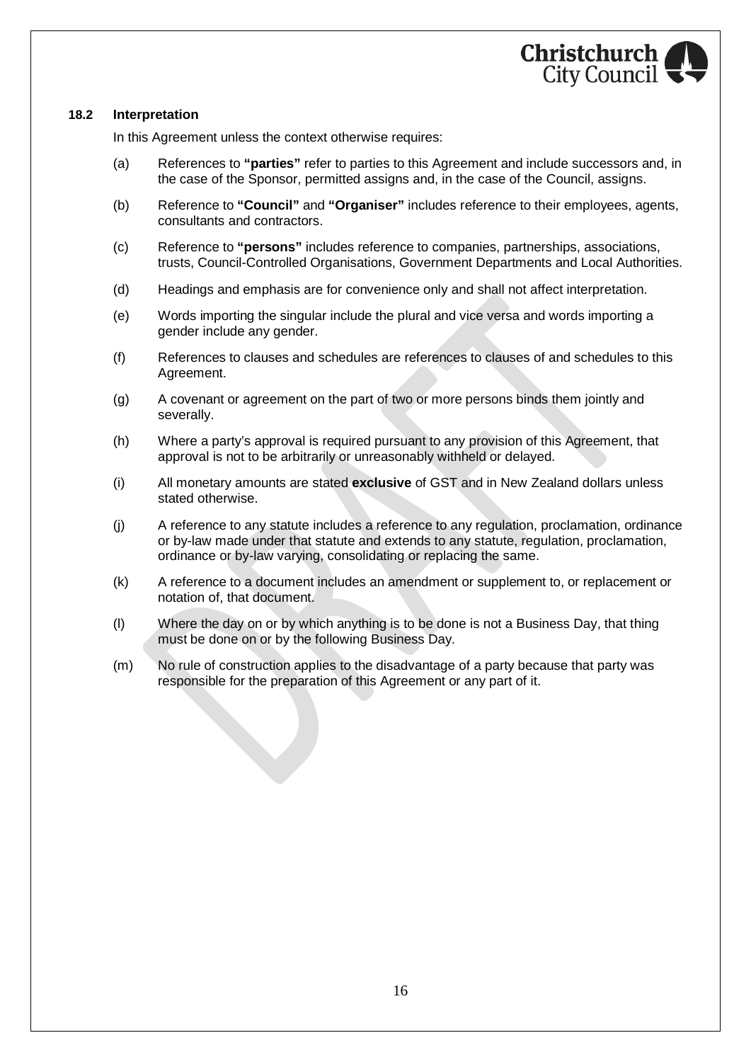### 18.2 Interpretation

In this Agreement unless the context otherwise requires:

(a) References to **"parties"** refer to parties to this Agreement and include successors and, in the case of the Sponsor, permitted assigns and, in the case of the Council, assigns.

(b) Reference to **"Council"** and **"Organiser"** includes reference to their employees, agents, consultants and contractors.

(c) Reference to **"persons"** includes reference to companies, partnerships, associations, trusts, Council-Controlled Organisations, Government Departments and Local Authorities.

(d) Headings and emphasis are for convenience only and shall not affect interpretation.

(e) Words importing the singular include the plural and vice versa and words importing a gender include any gender.

(f) References to clauses and schedules are references to clauses of and schedules to this Agreement.

(g) A covenant or agreement on the part of two or more persons binds them jointly and severally.

(h) Where a party's approval is required pursuant to any provision of this Agreement, that approval is not to be arbitrarily or unreasonably withheld or delayed.

(i) All monetary amounts are stated **exclusive** of GST and in New Zealand dollars unless stated otherwise.

(j) A reference to any statute includes a reference to any regulation, proclamation, ordinance or by-law made under that statute and extends to any statute, regulation, proclamation, ordinance or by-law varying, consolidating or replacing the same.

(k) A reference to a document includes an amendment or supplement to, or replacement or notation of, that document.

(l) Where the day on or by which anything is to be done is not a Business Day, that thing must be done on or by the following Business Day.

(m) No rule of construction applies to the disadvantage of a party because that party was responsible for the preparation of this Agreement or any part of it.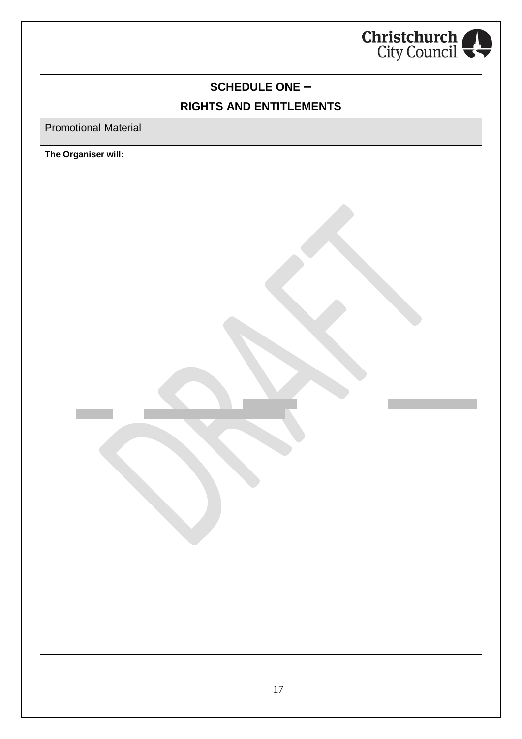**SCHEDULE ONE –**

**RIGHTS AND ENTITLEMENTS**

Promotional Material

**The Organiser will:**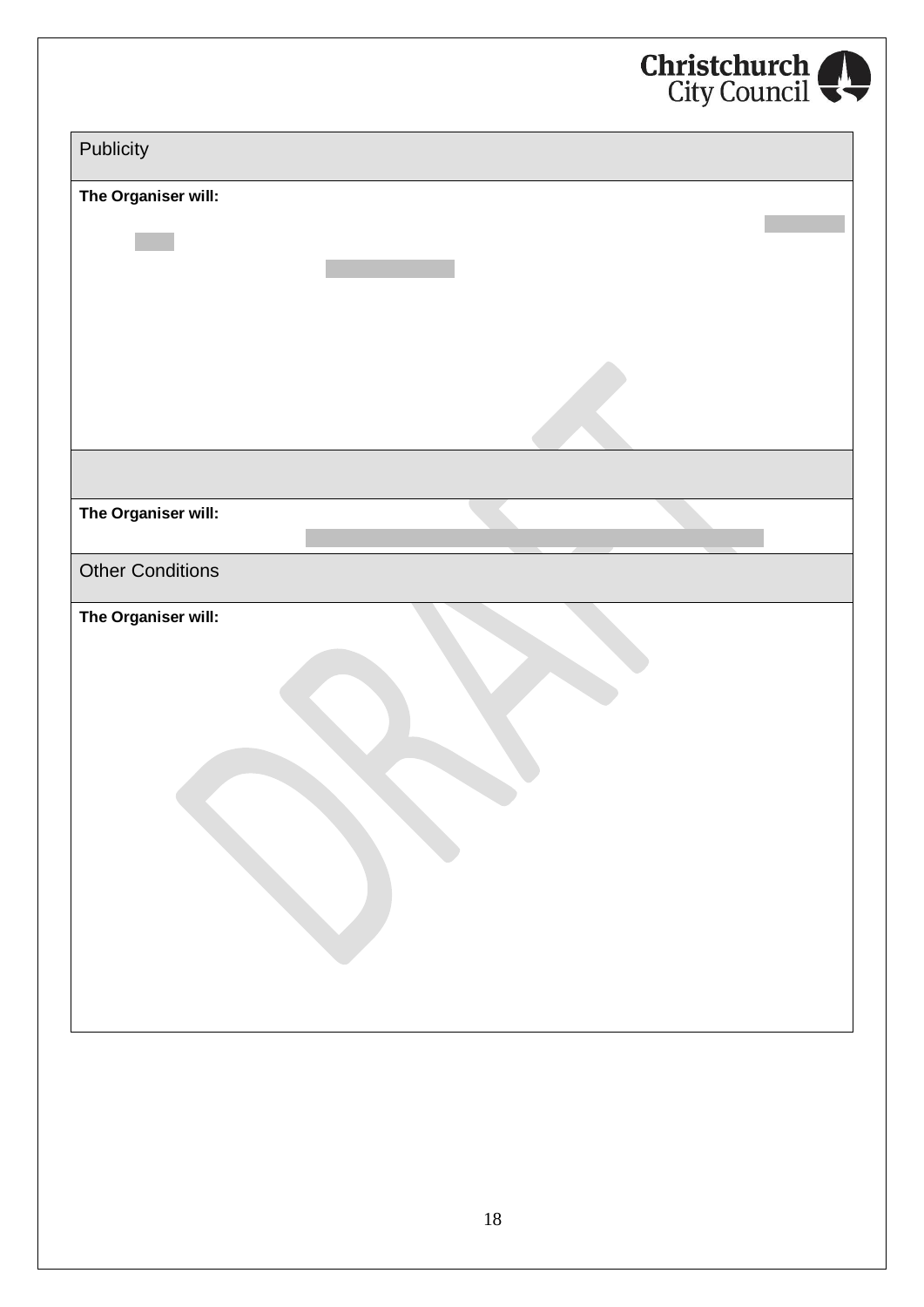| Publicity |
| --- |
| **The Organiser will:** |
| |
| **The Organiser will:** |
| Other Conditions |
| **The Organiser will:** |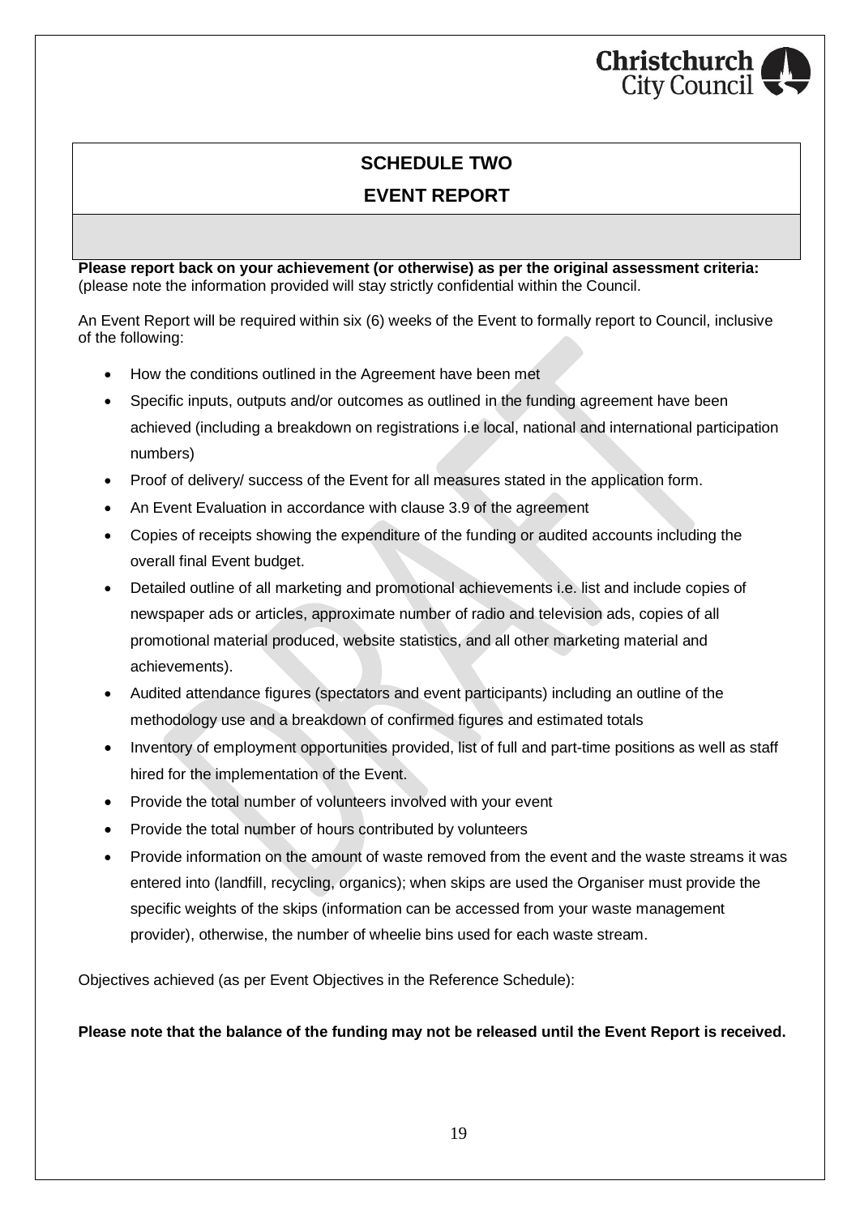## SCHEDULE TWO

## EVENT REPORT

**Please report back on your achievement (or otherwise) as per the original assessment criteria:** (please note the information provided will stay strictly confidential within the Council.

An Event Report will be required within six (6) weeks of the Event to formally report to Council, inclusive of the following:

- How the conditions outlined in the Agreement have been met
- Specific inputs, outputs and/or outcomes as outlined in the funding agreement have been achieved (including a breakdown on registrations i.e local, national and international participation numbers)
- Proof of delivery/ success of the Event for all measures stated in the application form.
- An Event Evaluation in accordance with clause 3.9 of the agreement
- Copies of receipts showing the expenditure of the funding or audited accounts including the overall final Event budget.
- Detailed outline of all marketing and promotional achievements i.e. list and include copies of newspaper ads or articles, approximate number of radio and television ads, copies of all promotional material produced, website statistics, and all other marketing material and achievements).
- Audited attendance figures (spectators and event participants) including an outline of the methodology use and a breakdown of confirmed figures and estimated totals
- Inventory of employment opportunities provided, list of full and part-time positions as well as staff hired for the implementation of the Event.
- Provide the total number of volunteers involved with your event
- Provide the total number of hours contributed by volunteers
- Provide information on the amount of waste removed from the event and the waste streams it was entered into (landfill, recycling, organics); when skips are used the Organiser must provide the specific weights of the skips (information can be accessed from your waste management provider), otherwise, the number of wheelie bins used for each waste stream.

Objectives achieved (as per Event Objectives in the Reference Schedule):

**Please note that the balance of the funding may not be released until the Event Report is received.**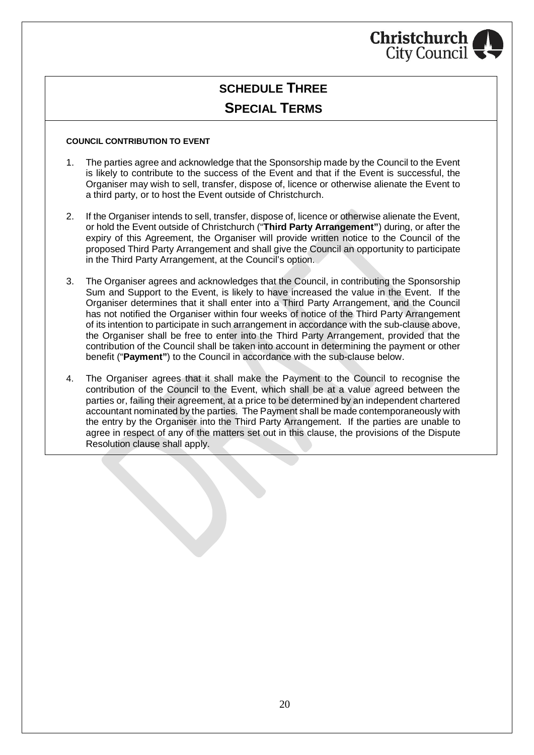# SCHEDULE THREE

## SPECIAL TERMS

**COUNCIL CONTRIBUTION TO EVENT**

1. The parties agree and acknowledge that the Sponsorship made by the Council to the Event is likely to contribute to the success of the Event and that if the Event is successful, the Organiser may wish to sell, transfer, dispose of, licence or otherwise alienate the Event to a third party, or to host the Event outside of Christchurch.

2. If the Organiser intends to sell, transfer, dispose of, licence or otherwise alienate the Event, or hold the Event outside of Christchurch ("**Third Party Arrangement"**) during, or after the expiry of this Agreement, the Organiser will provide written notice to the Council of the proposed Third Party Arrangement and shall give the Council an opportunity to participate in the Third Party Arrangement, at the Council's option.

3. The Organiser agrees and acknowledges that the Council, in contributing the Sponsorship Sum and Support to the Event, is likely to have increased the value in the Event. If the Organiser determines that it shall enter into a Third Party Arrangement, and the Council has not notified the Organiser within four weeks of notice of the Third Party Arrangement of its intention to participate in such arrangement in accordance with the sub-clause above, the Organiser shall be free to enter into the Third Party Arrangement, provided that the contribution of the Council shall be taken into account in determining the payment or other benefit ("**Payment"**) to the Council in accordance with the sub-clause below.

4. The Organiser agrees that it shall make the Payment to the Council to recognise the contribution of the Council to the Event, which shall be at a value agreed between the parties or, failing their agreement, at a price to be determined by an independent chartered accountant nominated by the parties. The Payment shall be made contemporaneously with the entry by the Organiser into the Third Party Arrangement. If the parties are unable to agree in respect of any of the matters set out in this clause, the provisions of the Dispute Resolution clause shall apply.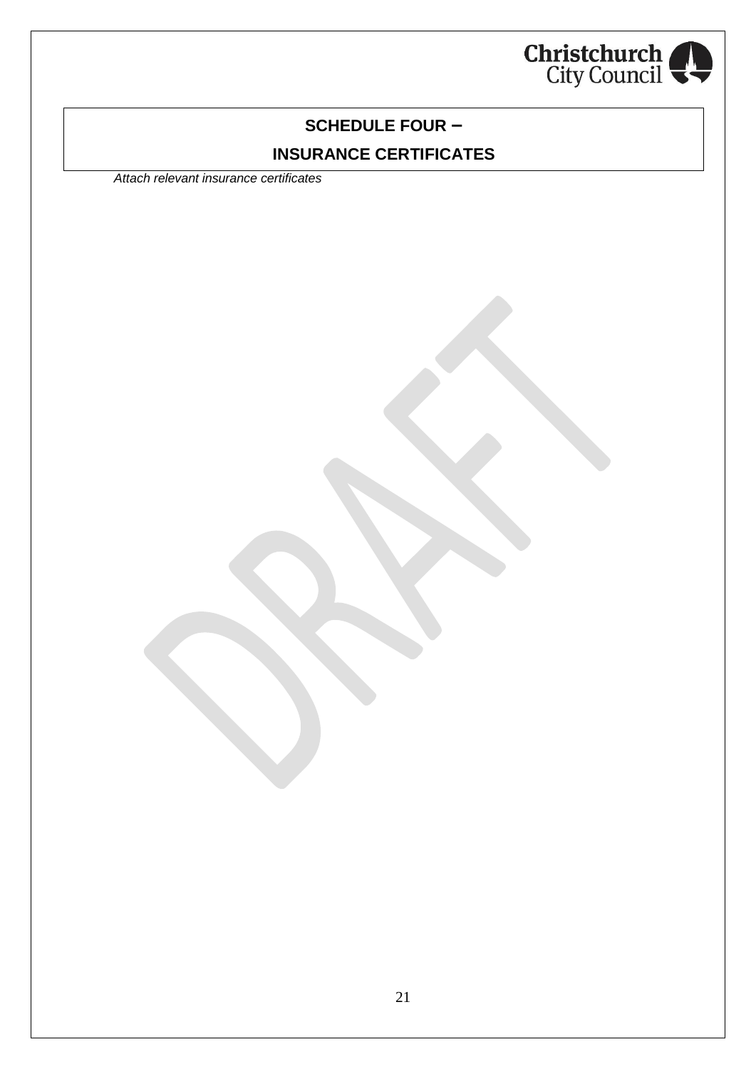## SCHEDULE FOUR –

## INSURANCE CERTIFICATES

*Attach relevant insurance certificates*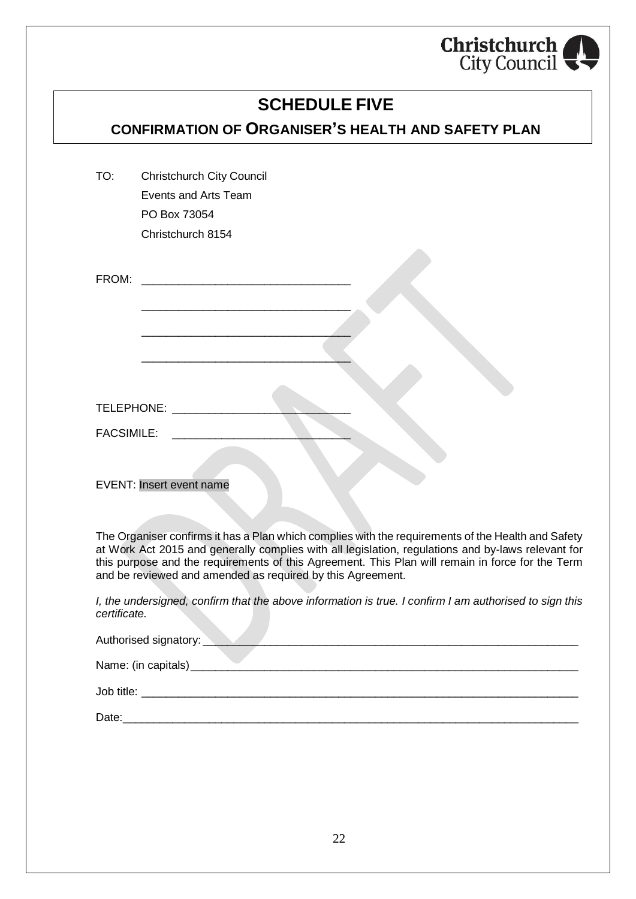# SCHEDULE FIVE

## CONFIRMATION OF ORGANISER'S HEALTH AND SAFETY PLAN

TO: Christchurch City Council
Events and Arts Team
PO Box 73054
Christchurch 8154

FROM: ________________________________
________________________________
________________________________
________________________________

TELEPHONE: ___________________________

FACSIMILE: ___________________________

EVENT: Insert event name

The Organiser confirms it has a Plan which complies with the requirements of the Health and Safety at Work Act 2015 and generally complies with all legislation, regulations and by-laws relevant for this purpose and the requirements of this Agreement. This Plan will remain in force for the Term and be reviewed and amended as required by this Agreement.

*I, the undersigned, confirm that the above information is true. I confirm I am authorised to sign this certificate.*

Authorised signatory: _______________________________________________________________

Name: (in capitals) _________________________________________________________________

Job title: _________________________________________________________________________

Date: ____________________________________________________________________________